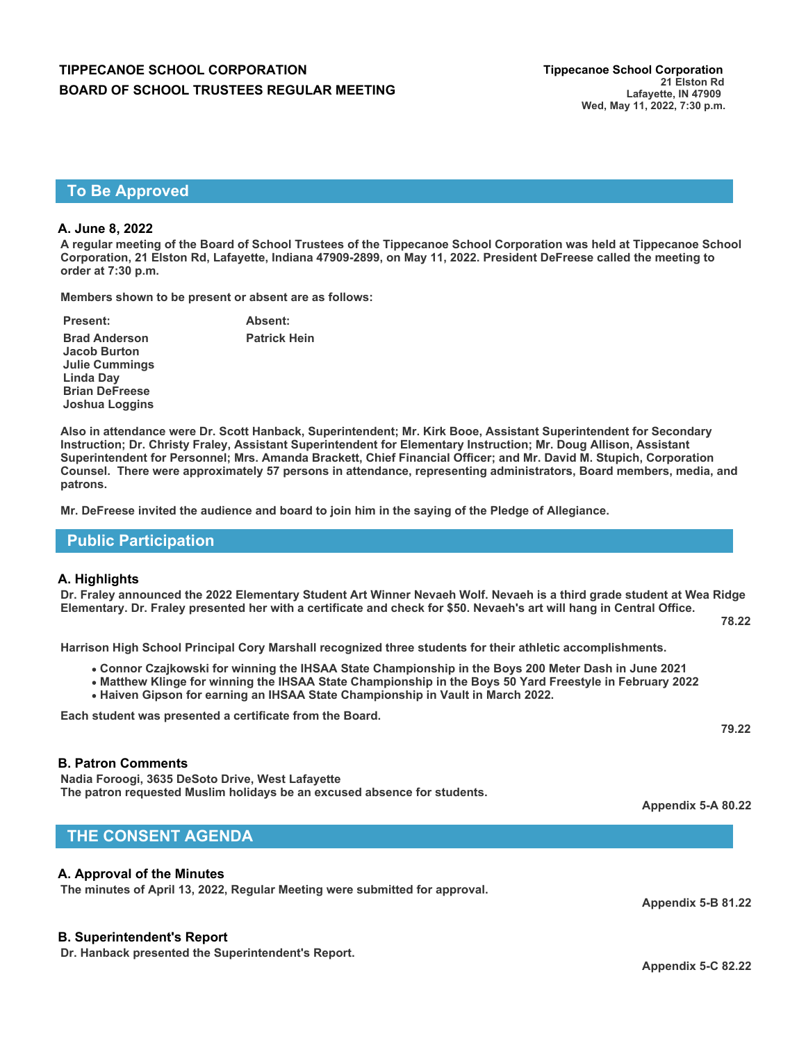# TIPPECANOE SCHOOL CORPORATION
# BOARD OF SCHOOL TRUSTEES REGULAR MEETING

**Tippecanoe School Corporation**
21 Elston Rd
Lafayette, IN 47909
Wed, May 11, 2022, 7:30 p.m.

## To Be Approved

### A. June 8, 2022

A regular meeting of the Board of School Trustees of the Tippecanoe School Corporation was held at Tippecanoe School Corporation, 21 Elston Rd, Lafayette, Indiana 47909-2899, on May 11, 2022. President DeFreese called the meeting to order at 7:30 p.m.

Members shown to be present or absent are as follows:

| Present: | Absent: |
|---|---|
| Brad Anderson<br>Jacob Burton<br>Julie Cummings<br>Linda Day<br>Brian DeFreese<br>Joshua Loggins | Patrick Hein |

Also in attendance were Dr. Scott Hanback, Superintendent; Mr. Kirk Booe, Assistant Superintendent for Secondary Instruction; Dr. Christy Fraley, Assistant Superintendent for Elementary Instruction; Mr. Doug Allison, Assistant Superintendent for Personnel; Mrs. Amanda Brackett, Chief Financial Officer; and Mr. David M. Stupich, Corporation Counsel. There were approximately 57 persons in attendance, representing administrators, Board members, media, and patrons.

Mr. DeFreese invited the audience and board to join him in the saying of the Pledge of Allegiance.

## Public Participation

### A. Highlights

Dr. Fraley announced the 2022 Elementary Student Art Winner Nevaeh Wolf. Nevaeh is a third grade student at Wea Ridge Elementary. Dr. Fraley presented her with a certificate and check for $50. Nevaeh's art will hang in Central Office.

78.22

Harrison High School Principal Cory Marshall recognized three students for their athletic accomplishments.

- Connor Czajkowski for winning the IHSAA State Championship in the Boys 200 Meter Dash in June 2021
- Matthew Klinge for winning the IHSAA State Championship in the Boys 50 Yard Freestyle in February 2022
- Haiven Gipson for earning an IHSAA State Championship in Vault in March 2022.

Each student was presented a certificate from the Board.

79.22

### B. Patron Comments

Nadia Foroogi, 3635 DeSoto Drive, West Lafayette
The patron requested Muslim holidays be an excused absence for students.

Appendix 5-A 80.22

## THE CONSENT AGENDA

### A. Approval of the Minutes

The minutes of April 13, 2022, Regular Meeting were submitted for approval.

Appendix 5-B 81.22

### B. Superintendent's Report

Dr. Hanback presented the Superintendent's Report.

Appendix 5-C 82.22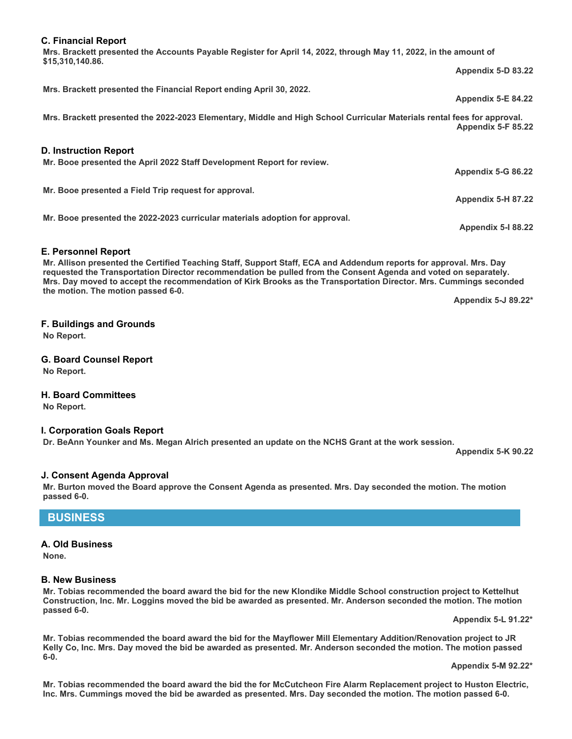### C. Financial Report

**Mrs. Brackett presented the Accounts Payable Register for April 14, 2022, through May 11, 2022, in the amount of $15,310,140.86.**

**Appendix 5-D 83.22**

**Mrs. Brackett presented the Financial Report ending April 30, 2022.**

**Appendix 5-E 84.22**

**Mrs. Brackett presented the 2022-2023 Elementary, Middle and High School Curricular Materials rental fees for approval.**

**Appendix 5-F 85.22**

### D. Instruction Report

**Mr. Booe presented the April 2022 Staff Development Report for review.**

**Appendix 5-G 86.22**

**Mr. Booe presented a Field Trip request for approval.**

**Appendix 5-H 87.22**

**Mr. Booe presented the 2022-2023 curricular materials adoption for approval.**

**Appendix 5-I 88.22**

### E. Personnel Report

**Mr. Allison presented the Certified Teaching Staff, Support Staff, ECA and Addendum reports for approval. Mrs. Day requested the Transportation Director recommendation be pulled from the Consent Agenda and voted on separately. Mrs. Day moved to accept the recommendation of Kirk Brooks as the Transportation Director. Mrs. Cummings seconded the motion. The motion passed 6-0.**

**Appendix 5-J 89.22***

### F. Buildings and Grounds

**No Report.**

### G. Board Counsel Report

**No Report.**

### H. Board Committees

**No Report.**

### I. Corporation Goals Report

**Dr. BeAnn Younker and Ms. Megan Alrich presented an update on the NCHS Grant at the work session.**

**Appendix 5-K 90.22**

### J. Consent Agenda Approval

**Mr. Burton moved the Board approve the Consent Agenda as presented. Mrs. Day seconded the motion. The motion passed 6-0.**

## BUSINESS

### A. Old Business

**None.**

### B. New Business

**Mr. Tobias recommended the board award the bid for the new Klondike Middle School construction project to Kettelhut Construction, Inc. Mr. Loggins moved the bid be awarded as presented. Mr. Anderson seconded the motion. The motion passed 6-0.**

**Appendix 5-L 91.22***

**Mr. Tobias recommended the board award the bid for the Mayflower Mill Elementary Addition/Renovation project to JR Kelly Co, Inc. Mrs. Day moved the bid be awarded as presented. Mr. Anderson seconded the motion. The motion passed 6-0.**

**Appendix 5-M 92.22***

**Mr. Tobias recommended the board award the bid the for McCutcheon Fire Alarm Replacement project to Huston Electric, Inc. Mrs. Cummings moved the bid be awarded as presented. Mrs. Day seconded the motion. The motion passed 6-0.**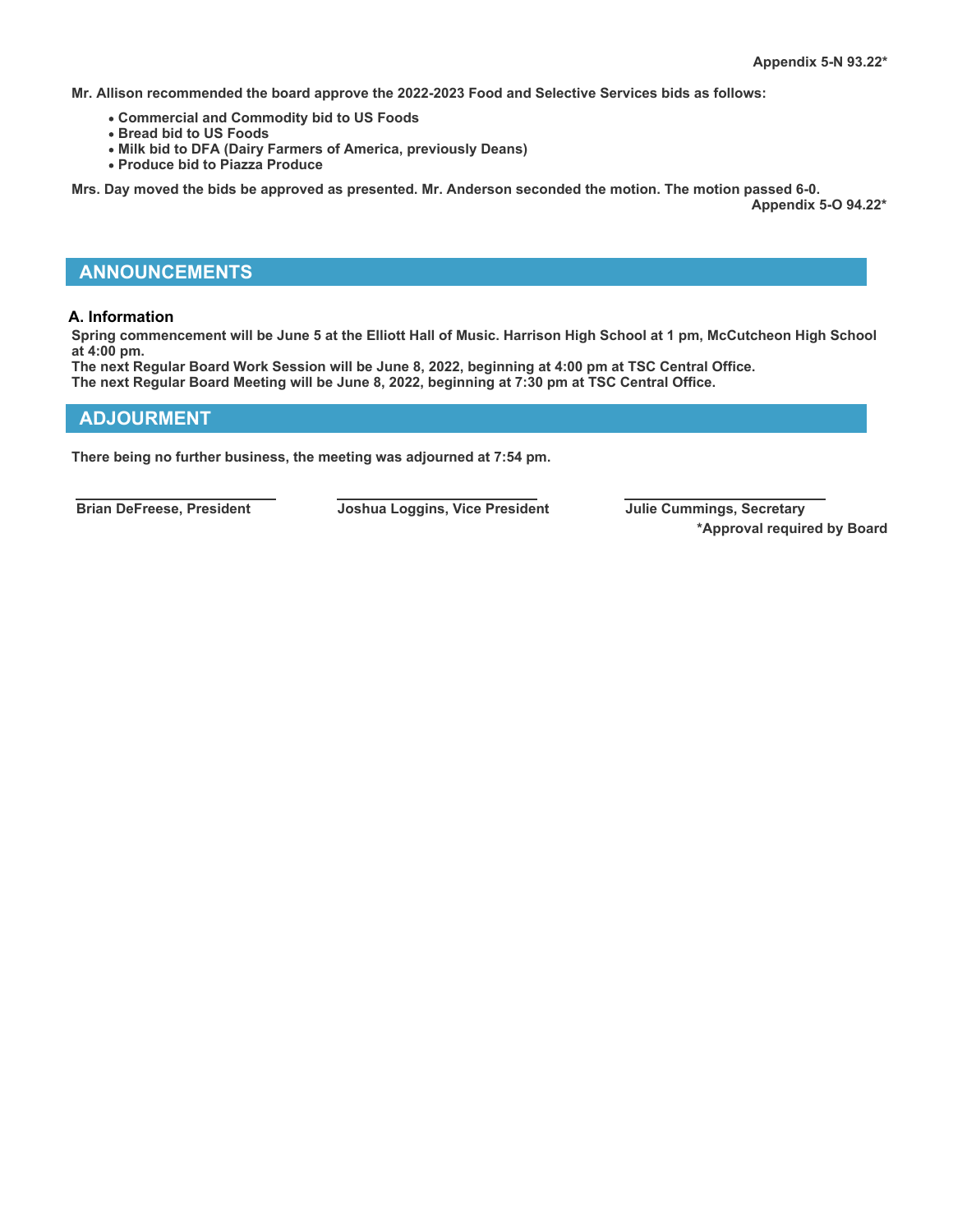**Appendix 5-N 93.22***

**Mr. Allison recommended the board approve the 2022-2023 Food and Selective Services bids as follows:**

- **Commercial and Commodity bid to US Foods**
- **Bread bid to US Foods**
- **Milk bid to DFA (Dairy Farmers of America, previously Deans)**
- **Produce bid to Piazza Produce**

**Mrs. Day moved the bids be approved as presented. Mr. Anderson seconded the motion. The motion passed 6-0.**

**Appendix 5-O 94.22***

## ANNOUNCEMENTS

### A. Information

**Spring commencement will be June 5 at the Elliott Hall of Music. Harrison High School at 1 pm, McCutcheon High School at 4:00 pm.**
**The next Regular Board Work Session will be June 8, 2022, beginning at 4:00 pm at TSC Central Office.**
**The next Regular Board Meeting will be June 8, 2022, beginning at 7:30 pm at TSC Central Office.**

## ADJOURMENT

**There being no further business, the meeting was adjourned at 7:54 pm.**

| | | |
|---|---|---|
| **Brian DeFreese, President** | **Joshua Loggins, Vice President** | **Julie Cummings, Secretary** |

***Approval required by Board**